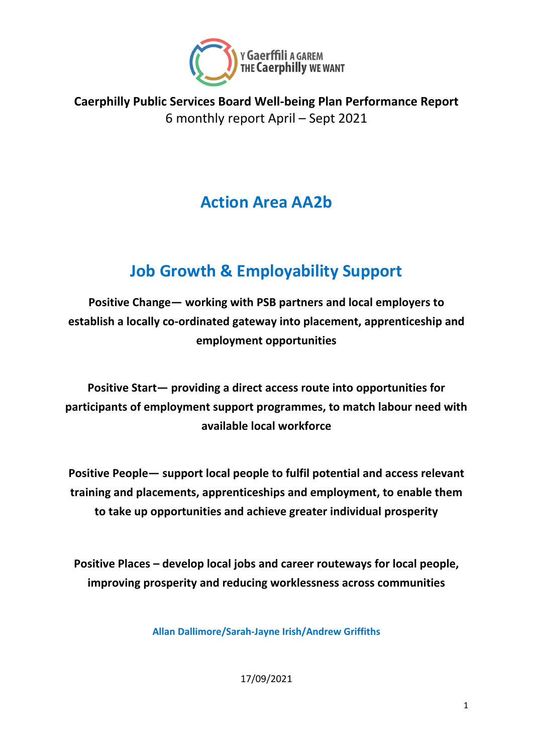Y Gaerffili A GAREM
THE Caerphilly WE WANT

**Caerphilly Public Services Board Well-being Plan Performance Report**
6 monthly report April – Sept 2021

# Action Area AA2b

# Job Growth & Employability Support

**Positive Change— working with PSB partners and local employers to establish a locally co-ordinated gateway into placement, apprenticeship and employment opportunities**

**Positive Start— providing a direct access route into opportunities for participants of employment support programmes, to match labour need with available local workforce**

**Positive People— support local people to fulfil potential and access relevant training and placements, apprenticeships and employment, to enable them to take up opportunities and achieve greater individual prosperity**

**Positive Places – develop local jobs and career routeways for local people, improving prosperity and reducing worklessness across communities**

**Allan Dallimore/Sarah-Jayne Irish/Andrew Griffiths**

17/09/2021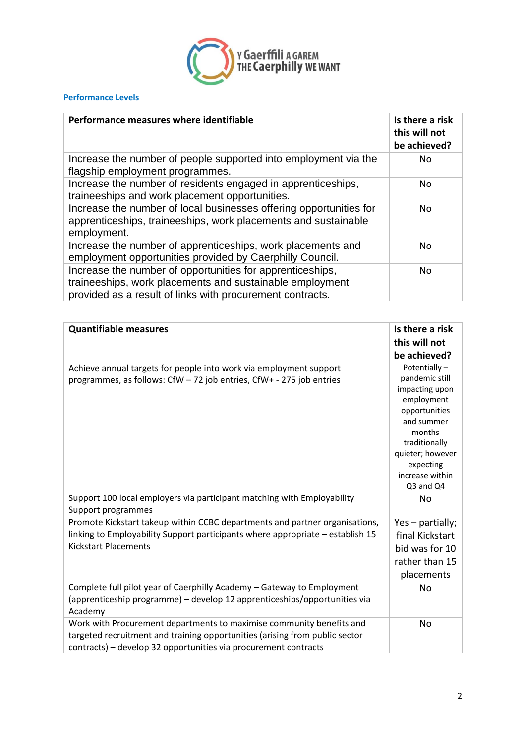### Performance Levels

| Performance measures where identifiable | Is there a risk this will not be achieved? |
|---|---|
| Increase the number of people supported into employment via the flagship employment programmes. | No |
| Increase the number of residents engaged in apprenticeships, traineeships and work placement opportunities. | No |
| Increase the number of local businesses offering opportunities for apprenticeships, traineeships, work placements and sustainable employment. | No |
| Increase the number of apprenticeships, work placements and employment opportunities provided by Caerphilly Council. | No |
| Increase the number of opportunities for apprenticeships, traineeships, work placements and sustainable employment provided as a result of links with procurement contracts. | No |

| Quantifiable measures | Is there a risk this will not be achieved? |
|---|---|
| Achieve annual targets for people into work via employment support programmes, as follows: CfW – 72 job entries, CfW+ - 275 job entries | Potentially – pandemic still impacting upon employment opportunities and summer months traditionally quieter; however expecting increase within Q3 and Q4 |
| Support 100 local employers via participant matching with Employability Support programmes | No |
| Promote Kickstart takeup within CCBC departments and partner organisations, linking to Employability Support participants where appropriate – establish 15 Kickstart Placements | Yes – partially; final Kickstart bid was for 10 rather than 15 placements |
| Complete full pilot year of Caerphilly Academy – Gateway to Employment (apprenticeship programme) – develop 12 apprenticeships/opportunities via Academy | No |
| Work with Procurement departments to maximise community benefits and targeted recruitment and training opportunities (arising from public sector contracts) – develop 32 opportunities via procurement contracts | No |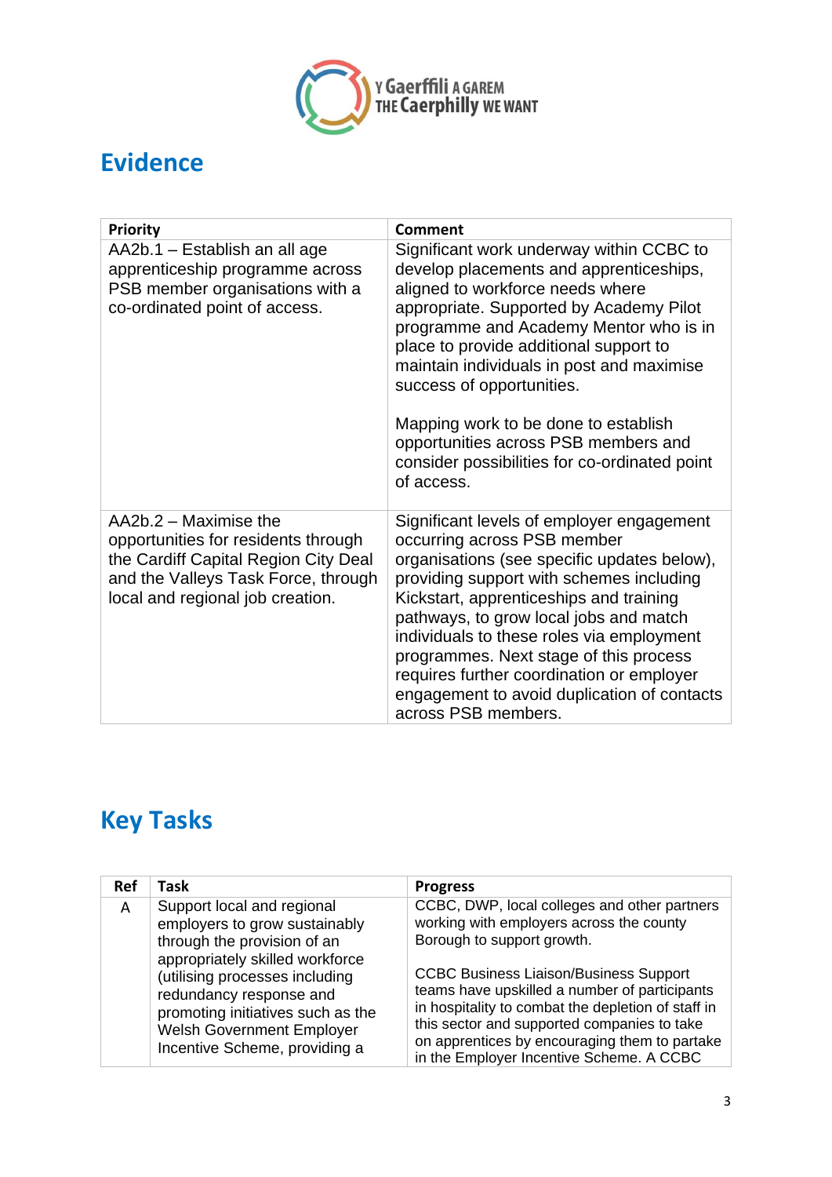## Evidence

| Priority | Comment |
| --- | --- |
| AA2b.1 – Establish an all age apprenticeship programme across PSB member organisations with a co-ordinated point of access. | Significant work underway within CCBC to develop placements and apprenticeships, aligned to workforce needs where appropriate. Supported by Academy Pilot programme and Academy Mentor who is in place to provide additional support to maintain individuals in post and maximise success of opportunities.<br><br>Mapping work to be done to establish opportunities across PSB members and consider possibilities for co-ordinated point of access. |
| AA2b.2 – Maximise the opportunities for residents through the Cardiff Capital Region City Deal and the Valleys Task Force, through local and regional job creation. | Significant levels of employer engagement occurring across PSB member organisations (see specific updates below), providing support with schemes including Kickstart, apprenticeships and training pathways, to grow local jobs and match individuals to these roles via employment programmes. Next stage of this process requires further coordination or employer engagement to avoid duplication of contacts across PSB members. |

## Key Tasks

| Ref | Task | Progress |
| --- | --- | --- |
| A | Support local and regional employers to grow sustainably through the provision of an appropriately skilled workforce (utilising processes including redundancy response and promoting initiatives such as the Welsh Government Employer Incentive Scheme, providing a | CCBC, DWP, local colleges and other partners working with employers across the county Borough to support growth.<br><br>CCBC Business Liaison/Business Support teams have upskilled a number of participants in hospitality to combat the depletion of staff in this sector and supported companies to take on apprentices by encouraging them to partake in the Employer Incentive Scheme. A CCBC |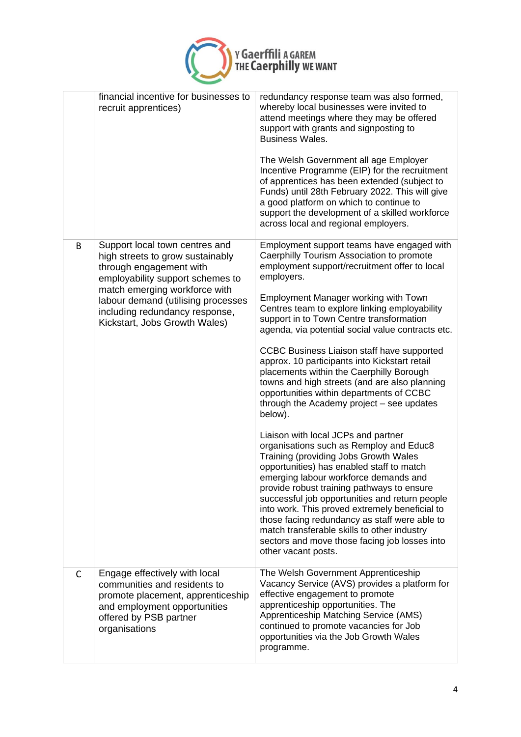|  |  |  |
|---|---|---|
|  | financial incentive for businesses to recruit apprentices) | redundancy response team was also formed, whereby local businesses were invited to attend meetings where they may be offered support with grants and signposting to Business Wales.<br><br>The Welsh Government all age Employer Incentive Programme (EIP) for the recruitment of apprentices has been extended (subject to Funds) until 28th February 2022. This will give a good platform on which to continue to support the development of a skilled workforce across local and regional employers. |
| B | Support local town centres and high streets to grow sustainably through engagement with employability support schemes to match emerging workforce with labour demand (utilising processes including redundancy response, Kickstart, Jobs Growth Wales) | Employment support teams have engaged with Caerphilly Tourism Association to promote employment support/recruitment offer to local employers.<br><br>Employment Manager working with Town Centres team to explore linking employability support in to Town Centre transformation agenda, via potential social value contracts etc.<br><br>CCBC Business Liaison staff have supported approx. 10 participants into Kickstart retail placements within the Caerphilly Borough towns and high streets (and are also planning opportunities within departments of CCBC through the Academy project – see updates below).<br><br>Liaison with local JCPs and partner organisations such as Remploy and Educ8 Training (providing Jobs Growth Wales opportunities) has enabled staff to match emerging labour workforce demands and provide robust training pathways to ensure successful job opportunities and return people into work. This proved extremely beneficial to those facing redundancy as staff were able to match transferable skills to other industry sectors and move those facing job losses into other vacant posts. |
| C | Engage effectively with local communities and residents to promote placement, apprenticeship and employment opportunities offered by PSB partner organisations | The Welsh Government Apprenticeship Vacancy Service (AVS) provides a platform for effective engagement to promote apprenticeship opportunities. The Apprenticeship Matching Service (AMS) continued to promote vacancies for Job opportunities via the Job Growth Wales programme. |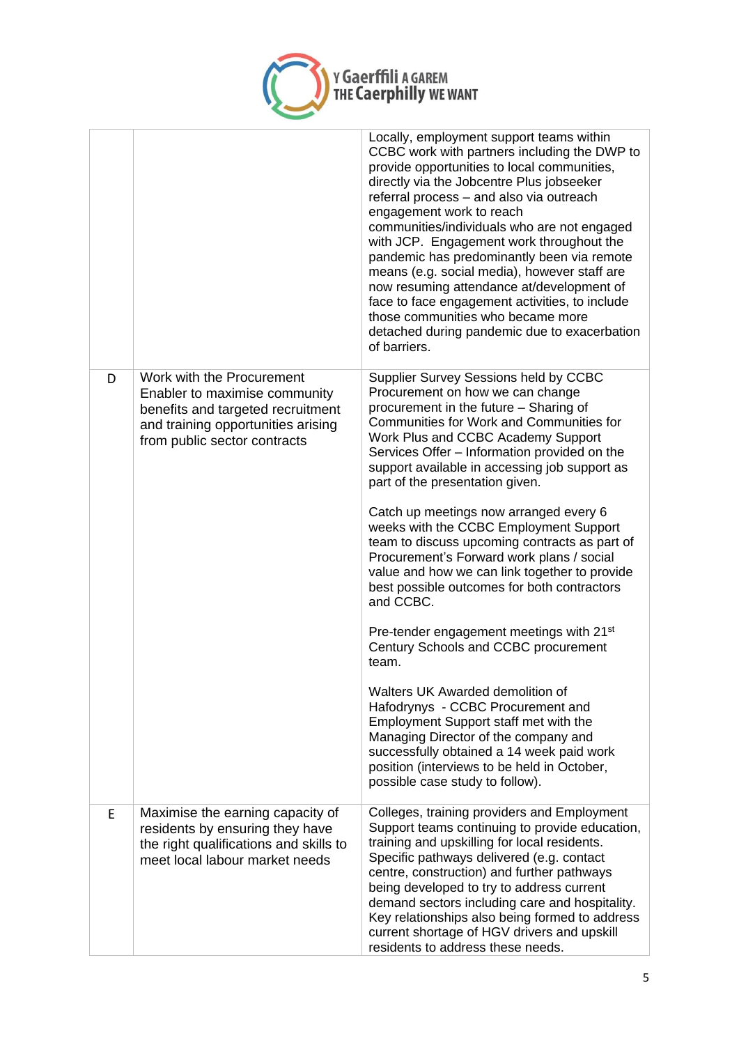| | | |
|---|---|---|
| | | Locally, employment support teams within CCBC work with partners including the DWP to provide opportunities to local communities, directly via the Jobcentre Plus jobseeker referral process – and also via outreach engagement work to reach communities/individuals who are not engaged with JCP. Engagement work throughout the pandemic has predominantly been via remote means (e.g. social media), however staff are now resuming attendance at/development of face to face engagement activities, to include those communities who became more detached during pandemic due to exacerbation of barriers. |
| D | Work with the Procurement Enabler to maximise community benefits and targeted recruitment and training opportunities arising from public sector contracts | Supplier Survey Sessions held by CCBC Procurement on how we can change procurement in the future – Sharing of Communities for Work and Communities for Work Plus and CCBC Academy Support Services Offer – Information provided on the support available in accessing job support as part of the presentation given.<br><br>Catch up meetings now arranged every 6 weeks with the CCBC Employment Support team to discuss upcoming contracts as part of Procurement's Forward work plans / social value and how we can link together to provide best possible outcomes for both contractors and CCBC.<br><br>Pre-tender engagement meetings with 21st Century Schools and CCBC procurement team.<br><br>Walters UK Awarded demolition of Hafodrynys - CCBC Procurement and Employment Support staff met with the Managing Director of the company and successfully obtained a 14 week paid work position (interviews to be held in October, possible case study to follow). |
| E | Maximise the earning capacity of residents by ensuring they have the right qualifications and skills to meet local labour market needs | Colleges, training providers and Employment Support teams continuing to provide education, training and upskilling for local residents. Specific pathways delivered (e.g. contact centre, construction) and further pathways being developed to try to address current demand sectors including care and hospitality. Key relationships also being formed to address current shortage of HGV drivers and upskill residents to address these needs. |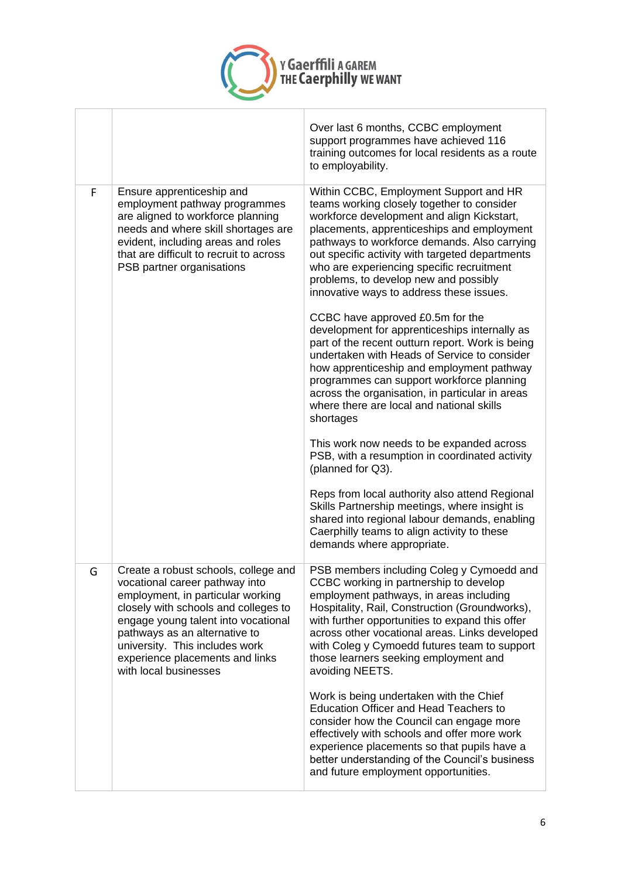| | | |
|---|---|---|
| | | Over last 6 months, CCBC employment support programmes have achieved 116 training outcomes for local residents as a route to employability. |
| F | Ensure apprenticeship and employment pathway programmes are aligned to workforce planning needs and where skill shortages are evident, including areas and roles that are difficult to recruit to across PSB partner organisations | Within CCBC, Employment Support and HR teams working closely together to consider workforce development and align Kickstart, placements, apprenticeships and employment pathways to workforce demands. Also carrying out specific activity with targeted departments who are experiencing specific recruitment problems, to develop new and possibly innovative ways to address these issues.<br><br>CCBC have approved £0.5m for the development for apprenticeships internally as part of the recent outturn report. Work is being undertaken with Heads of Service to consider how apprenticeship and employment pathway programmes can support workforce planning across the organisation, in particular in areas where there are local and national skills shortages<br><br>This work now needs to be expanded across PSB, with a resumption in coordinated activity (planned for Q3).<br><br>Reps from local authority also attend Regional Skills Partnership meetings, where insight is shared into regional labour demands, enabling Caerphilly teams to align activity to these demands where appropriate. |
| G | Create a robust schools, college and vocational career pathway into employment, in particular working closely with schools and colleges to engage young talent into vocational pathways as an alternative to university. This includes work experience placements and links with local businesses | PSB members including Coleg y Cymoedd and CCBC working in partnership to develop employment pathways, in areas including Hospitality, Rail, Construction (Groundworks), with further opportunities to expand this offer across other vocational areas. Links developed with Coleg y Cymoedd futures team to support those learners seeking employment and avoiding NEETS.<br><br>Work is being undertaken with the Chief Education Officer and Head Teachers to consider how the Council can engage more effectively with schools and offer more work experience placements so that pupils have a better understanding of the Council's business and future employment opportunities. |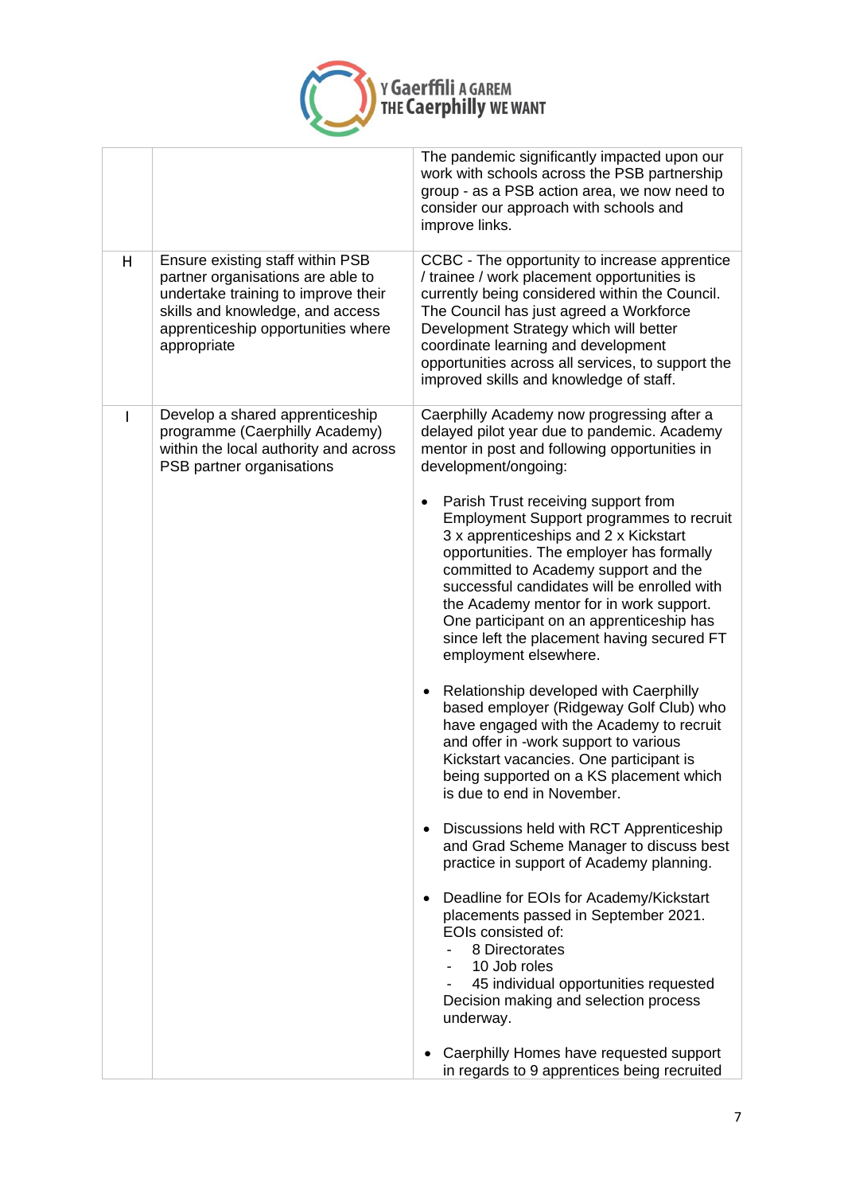| | | |
|---|---|---|
| | | The pandemic significantly impacted upon our work with schools across the PSB partnership group - as a PSB action area, we now need to consider our approach with schools and improve links. |
| H | Ensure existing staff within PSB partner organisations are able to undertake training to improve their skills and knowledge, and access apprenticeship opportunities where appropriate | CCBC - The opportunity to increase apprentice / trainee / work placement opportunities is currently being considered within the Council. The Council has just agreed a Workforce Development Strategy which will better coordinate learning and development opportunities across all services, to support the improved skills and knowledge of staff. |
| I | Develop a shared apprenticeship programme (Caerphilly Academy) within the local authority and across PSB partner organisations | Caerphilly Academy now progressing after a delayed pilot year due to pandemic. Academy mentor in post and following opportunities in development/ongoing:<br><br>• Parish Trust receiving support from Employment Support programmes to recruit 3 x apprenticeships and 2 x Kickstart opportunities. The employer has formally committed to Academy support and the successful candidates will be enrolled with the Academy mentor for in work support. One participant on an apprenticeship has since left the placement having secured FT employment elsewhere.<br><br>• Relationship developed with Caerphilly based employer (Ridgeway Golf Club) who have engaged with the Academy to recruit and offer in -work support to various Kickstart vacancies. One participant is being supported on a KS placement which is due to end in November.<br><br>• Discussions held with RCT Apprenticeship and Grad Scheme Manager to discuss best practice in support of Academy planning.<br><br>• Deadline for EOIs for Academy/Kickstart placements passed in September 2021. EOIs consisted of:<br>- 8 Directorates<br>- 10 Job roles<br>- 45 individual opportunities requested<br>Decision making and selection process underway.<br><br>• Caerphilly Homes have requested support in regards to 9 apprentices being recruited |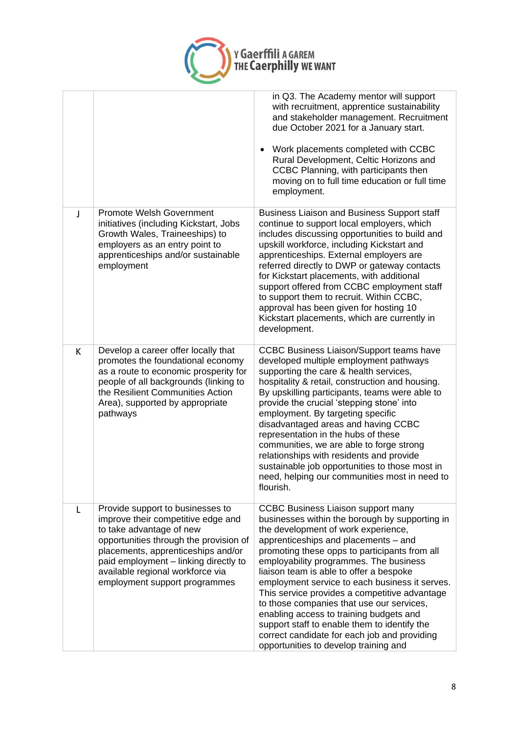|  |  |  |
|---|---|---|
|  |  | in Q3. The Academy mentor will support with recruitment, apprentice sustainability and stakeholder management. Recruitment due October 2021 for a January start.<br><br>• Work placements completed with CCBC Rural Development, Celtic Horizons and CCBC Planning, with participants then moving on to full time education or full time employment. |
| J | Promote Welsh Government initiatives (including Kickstart, Jobs Growth Wales, Traineeships) to employers as an entry point to apprenticeships and/or sustainable employment | Business Liaison and Business Support staff continue to support local employers, which includes discussing opportunities to build and upskill workforce, including Kickstart and apprenticeships. External employers are referred directly to DWP or gateway contacts for Kickstart placements, with additional support offered from CCBC employment staff to support them to recruit. Within CCBC, approval has been given for hosting 10 Kickstart placements, which are currently in development. |
| K | Develop a career offer locally that promotes the foundational economy as a route to economic prosperity for people of all backgrounds (linking to the Resilient Communities Action Area), supported by appropriate pathways | CCBC Business Liaison/Support teams have developed multiple employment pathways supporting the care & health services, hospitality & retail, construction and housing. By upskilling participants, teams were able to provide the crucial 'stepping stone' into employment. By targeting specific disadvantaged areas and having CCBC representation in the hubs of these communities, we are able to forge strong relationships with residents and provide sustainable job opportunities to those most in need, helping our communities most in need to flourish. |
| L | Provide support to businesses to improve their competitive edge and to take advantage of new opportunities through the provision of placements, apprenticeships and/or paid employment – linking directly to available regional workforce via employment support programmes | CCBC Business Liaison support many businesses within the borough by supporting in the development of work experience, apprenticeships and placements – and promoting these opps to participants from all employability programmes. The business liaison team is able to offer a bespoke employment service to each business it serves. This service provides a competitive advantage to those companies that use our services, enabling access to training budgets and support staff to enable them to identify the correct candidate for each job and providing opportunities to develop training and |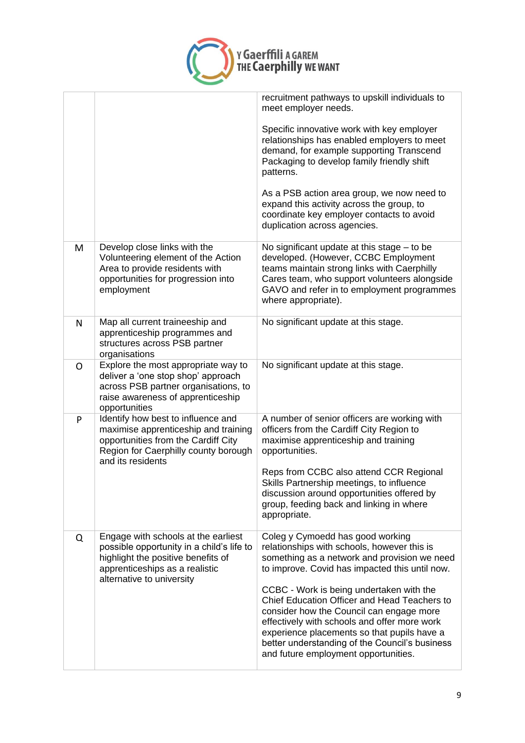| | | |
|---|---|---|
| | | recruitment pathways to upskill individuals to meet employer needs.<br><br>Specific innovative work with key employer relationships has enabled employers to meet demand, for example supporting Transcend Packaging to develop family friendly shift patterns.<br><br>As a PSB action area group, we now need to expand this activity across the group, to coordinate key employer contacts to avoid duplication across agencies. |
| M | Develop close links with the Volunteering element of the Action Area to provide residents with opportunities for progression into employment | No significant update at this stage – to be developed. (However, CCBC Employment teams maintain strong links with Caerphilly Cares team, who support volunteers alongside GAVO and refer in to employment programmes where appropriate). |
| N | Map all current traineeship and apprenticeship programmes and structures across PSB partner organisations | No significant update at this stage. |
| O | Explore the most appropriate way to deliver a 'one stop shop' approach across PSB partner organisations, to raise awareness of apprenticeship opportunities | No significant update at this stage. |
| P | Identify how best to influence and maximise apprenticeship and training opportunities from the Cardiff City Region for Caerphilly county borough and its residents | A number of senior officers are working with officers from the Cardiff City Region to maximise apprenticeship and training opportunities.<br><br>Reps from CCBC also attend CCR Regional Skills Partnership meetings, to influence discussion around opportunities offered by group, feeding back and linking in where appropriate. |
| Q | Engage with schools at the earliest possible opportunity in a child's life to highlight the positive benefits of apprenticeships as a realistic alternative to university | Coleg y Cymoedd has good working relationships with schools, however this is something as a network and provision we need to improve. Covid has impacted this until now.<br><br>CCBC - Work is being undertaken with the Chief Education Officer and Head Teachers to consider how the Council can engage more effectively with schools and offer more work experience placements so that pupils have a better understanding of the Council's business and future employment opportunities. |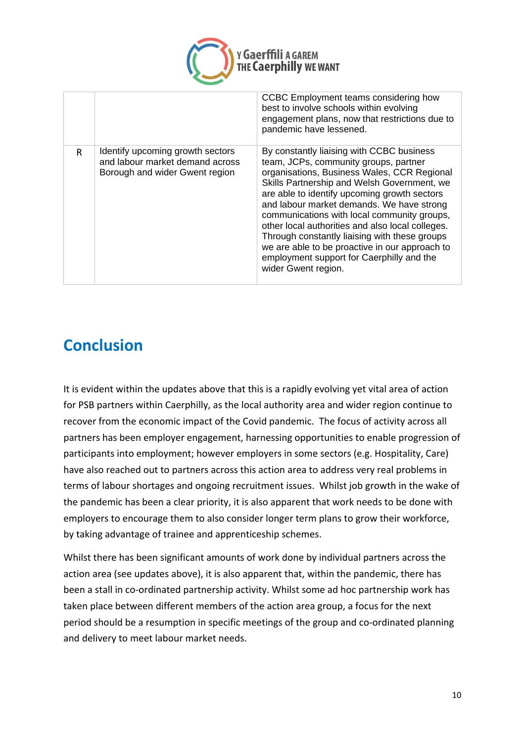| | | |
|---|---|---|
| | | CCBC Employment teams considering how best to involve schools within evolving engagement plans, now that restrictions due to pandemic have lessened. |
| R | Identify upcoming growth sectors and labour market demand across Borough and wider Gwent region | By constantly liaising with CCBC business team, JCPs, community groups, partner organisations, Business Wales, CCR Regional Skills Partnership and Welsh Government, we are able to identify upcoming growth sectors and labour market demands. We have strong communications with local community groups, other local authorities and also local colleges. Through constantly liaising with these groups we are able to be proactive in our approach to employment support for Caerphilly and the wider Gwent region. |

## Conclusion

It is evident within the updates above that this is a rapidly evolving yet vital area of action for PSB partners within Caerphilly, as the local authority area and wider region continue to recover from the economic impact of the Covid pandemic. The focus of activity across all partners has been employer engagement, harnessing opportunities to enable progression of participants into employment; however employers in some sectors (e.g. Hospitality, Care) have also reached out to partners across this action area to address very real problems in terms of labour shortages and ongoing recruitment issues. Whilst job growth in the wake of the pandemic has been a clear priority, it is also apparent that work needs to be done with employers to encourage them to also consider longer term plans to grow their workforce, by taking advantage of trainee and apprenticeship schemes.

Whilst there has been significant amounts of work done by individual partners across the action area (see updates above), it is also apparent that, within the pandemic, there has been a stall in co-ordinated partnership activity. Whilst some ad hoc partnership work has taken place between different members of the action area group, a focus for the next period should be a resumption in specific meetings of the group and co-ordinated planning and delivery to meet labour market needs.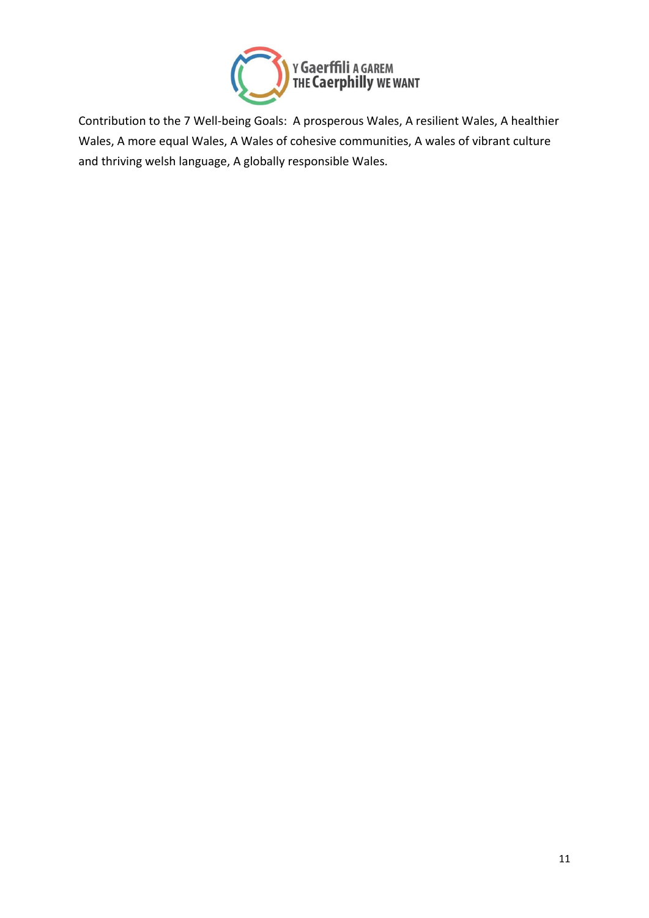Contribution to the 7 Well-being Goals: A prosperous Wales, A resilient Wales, A healthier Wales, A more equal Wales, A Wales of cohesive communities, A wales of vibrant culture and thriving welsh language, A globally responsible Wales.